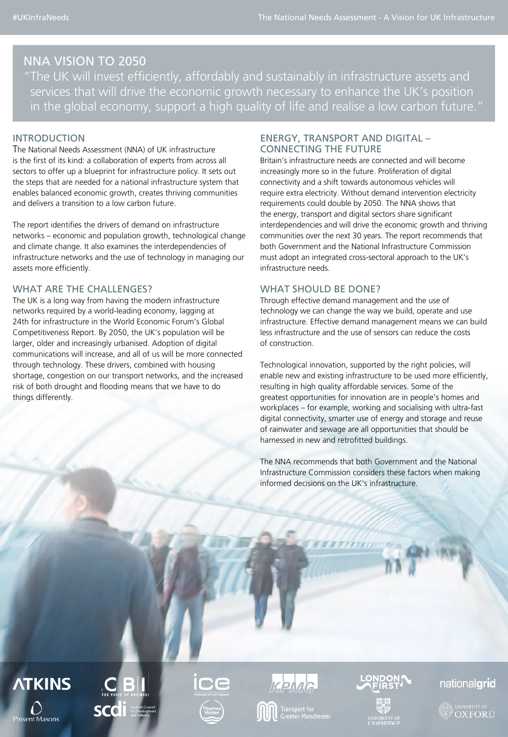## NNA VISION TO 2050

"The UK will invest efficiently, affordably and sustainably in infrastructure assets and services that will drive the economic growth necessary to enhance the UK's position in the global economy, support a high quality of life and realise a low carbon future."

## INTRODUCTION

The National Needs Assessment (NNA) of UK infrastructure is the first of its kind: a collaboration of experts from across all sectors to offer up a blueprint for infrastructure policy. It sets out the steps that are needed for a national infrastructure system that enables balanced economic growth, creates thriving communities and delivers a transition to a low carbon future.

The report identifies the drivers of demand on infrastructure networks – economic and population growth, technological change and climate change. It also examines the interdependencies of infrastructure networks and the use of technology in managing our assets more efficiently.

## WHAT ARE THE CHALLENGES?

The UK is a long way from having the modern infrastructure networks required by a world-leading economy, lagging at 24th for infrastructure in the World Economic Forum's Global Competitiveness Report. By 2050, the UK's population will be larger, older and increasingly urbanised. Adoption of digital communications will increase, and all of us will be more connected through technology. These drivers, combined with housing shortage, congestion on our transport networks, and the increased risk of both drought and flooding means that we have to do things differently.

## ENERGY, TRANSPORT AND DIGITAL – CONNECTING THE FUTURE

Britain's infrastructure needs are connected and will become increasingly more so in the future. Proliferation of digital connectivity and a shift towards autonomous vehicles will require extra electricity. Without demand intervention electricity requirements could double by 2050. The NNA shows that the energy, transport and digital sectors share significant interdependencies and will drive the economic growth and thriving communities over the next 30 years. The report recommends that both Government and the National Infrastructure Commission must adopt an integrated cross-sectoral approach to the UK's infrastructure needs.

## WHAT SHOULD BE DONE?

Through effective demand management and the use of technology we can change the way we build, operate and use infrastructure. Effective demand management means we can build less infrastructure and the use of sensors can reduce the costs of construction.

Technological innovation, supported by the right policies, will enable new and existing infrastructure to be used more efficiently, resulting in high quality affordable services. Some of the greatest opportunities for innovation are in people's homes and workplaces – for example, working and socialising with ultra-fast digital connectivity, smarter use of energy and storage and reuse of rainwater and sewage are all opportunities that should be harnessed in new and retrofitted buildings.

The NNA recommends that both Government and the National Infrastructure Commission considers these factors when making informed decisions on the UK's infrastructure.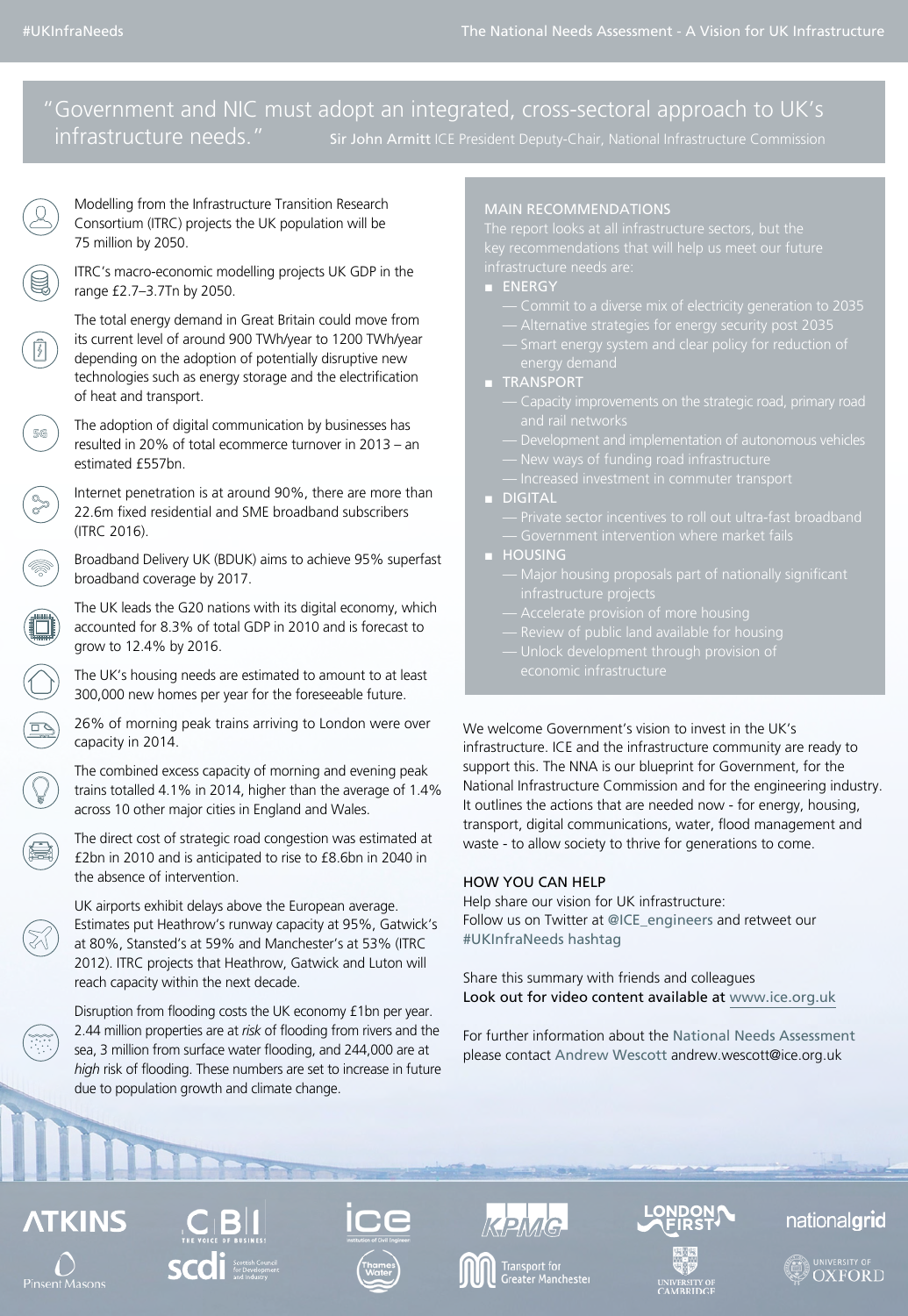> "Government and NIC must adopt an integrated, cross-sectoral approach to UK's infrastructure needs."
>
> **Sir John Armitt** ICE President Deputy-Chair, National Infrastructure Commission

Modelling from the Infrastructure Transition Research Consortium (ITRC) projects the UK population will be 75 million by 2050.

ITRC's macro-economic modelling projects UK GDP in the range £2.7–3.7Tn by 2050.

The total energy demand in Great Britain could move from its current level of around 900 TWh/year to 1200 TWh/year depending on the adoption of potentially disruptive new technologies such as energy storage and the electrification of heat and transport.

The adoption of digital communication by businesses has resulted in 20% of total ecommerce turnover in 2013 – an estimated £557bn.

Internet penetration is at around 90%, there are more than 22.6m fixed residential and SME broadband subscribers (ITRC 2016).

Broadband Delivery UK (BDUK) aims to achieve 95% superfast broadband coverage by 2017.

The UK leads the G20 nations with its digital economy, which accounted for 8.3% of total GDP in 2010 and is forecast to grow to 12.4% by 2016.

The UK's housing needs are estimated to amount to at least 300,000 new homes per year for the foreseeable future.

26% of morning peak trains arriving to London were over capacity in 2014.

The combined excess capacity of morning and evening peak trains totalled 4.1% in 2014, higher than the average of 1.4% across 10 other major cities in England and Wales.

The direct cost of strategic road congestion was estimated at £2bn in 2010 and is anticipated to rise to £8.6bn in 2040 in the absence of intervention.

UK airports exhibit delays above the European average. Estimates put Heathrow's runway capacity at 95%, Gatwick's at 80%, Stansted's at 59% and Manchester's at 53% (ITRC 2012). ITRC projects that Heathrow, Gatwick and Luton will reach capacity within the next decade.

Disruption from flooding costs the UK economy £1bn per year. 2.44 million properties are at *risk* of flooding from rivers and the sea, 3 million from surface water flooding, and 244,000 are at *high* risk of flooding. These numbers are set to increase in future due to population growth and climate change.

## MAIN RECOMMENDATIONS

The report looks at all infrastructure sectors, but the key recommendations that will help us meet our future infrastructure needs are:

- ENERGY
  - Commit to a diverse mix of electricity generation to 2035
  - Alternative strategies for energy security post 2035
  - Smart energy system and clear policy for reduction of energy demand
- TRANSPORT
  - Capacity improvements on the strategic road, primary road and rail networks
  - Development and implementation of autonomous vehicles
  - New ways of funding road infrastructure
  - Increased investment in commuter transport
- DIGITAL
  - Private sector incentives to roll out ultra-fast broadband
  - Government intervention where market fails
- HOUSING
  - Major housing proposals part of nationally significant infrastructure projects
  - Accelerate provision of more housing
  - Review of public land available for housing
  - Unlock development through provision of economic infrastructure

We welcome Government's vision to invest in the UK's infrastructure. ICE and the infrastructure community are ready to support this. The NNA is our blueprint for Government, for the National Infrastructure Commission and for the engineering industry. It outlines the actions that are needed now - for energy, housing, transport, digital communications, water, flood management and waste - to allow society to thrive for generations to come.

## HOW YOU CAN HELP

Help share our vision for UK infrastructure:
Follow us on Twitter at @ICE_engineers and retweet our #UKInfraNeeds hashtag

Share this summary with friends and colleagues
Look out for video content available at www.ice.org.uk

For further information about the National Needs Assessment please contact Andrew Wescott andrew.wescott@ice.org.uk

ATKINS | CBI | ice | KPMG | LONDON FIRST | nationalgrid
Pinsent Masons | scdi Scottish Council for Development and Industry | Thames Water | Transport for Greater Manchester | University of Cambridge | University of Oxford